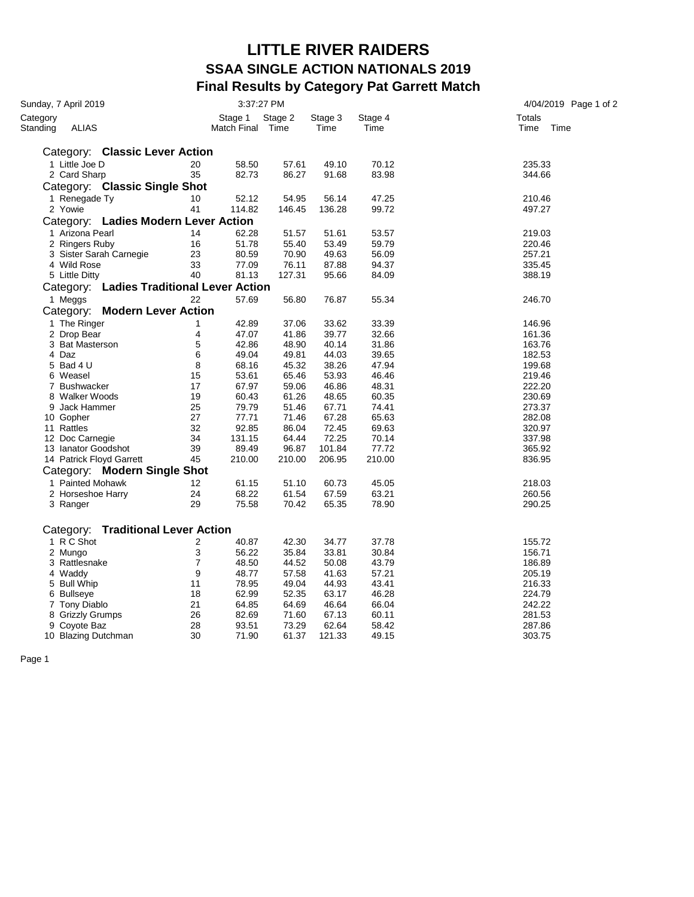# LITTLE RIVER RAIDERS

## SSAA SINGLE ACTION NATIONALS 2019

## Final Results by Category Pat Garrett Match

Sunday, 7 April 2019 — 3:37:27 PM — 4/04/2019

| Category Standing | ALIAS | Match Final | Stage 1 Time | Stage 2 Time | Stage 3 Time | Stage 4 Time | Totals Time |
|---|---|---|---|---|---|---|---|
| **Category: Classic Lever Action** | | | | | | | |
| 1 | Little Joe D | 20 | 58.50 | 57.61 | 49.10 | 70.12 | 235.33 |
| 2 | Card Sharp | 35 | 82.73 | 86.27 | 91.68 | 83.98 | 344.66 |
| **Category: Classic Single Shot** | | | | | | | |
| 1 | Renegade Ty | 10 | 52.12 | 54.95 | 56.14 | 47.25 | 210.46 |
| 2 | Yowie | 41 | 114.82 | 146.45 | 136.28 | 99.72 | 497.27 |
| **Category: Ladies Modern Lever Action** | | | | | | | |
| 1 | Arizona Pearl | 14 | 62.28 | 51.57 | 51.61 | 53.57 | 219.03 |
| 2 | Ringers Ruby | 16 | 51.78 | 55.40 | 53.49 | 59.79 | 220.46 |
| 3 | Sister Sarah Carnegie | 23 | 80.59 | 70.90 | 49.63 | 56.09 | 257.21 |
| 4 | Wild Rose | 33 | 77.09 | 76.11 | 87.88 | 94.37 | 335.45 |
| 5 | Little Ditty | 40 | 81.13 | 127.31 | 95.66 | 84.09 | 388.19 |
| **Category: Ladies Traditional Lever Action** | | | | | | | |
| 1 | Meggs | 22 | 57.69 | 56.80 | 76.87 | 55.34 | 246.70 |
| **Category: Modern Lever Action** | | | | | | | |
| 1 | The Ringer | 1 | 42.89 | 37.06 | 33.62 | 33.39 | 146.96 |
| 2 | Drop Bear | 4 | 47.07 | 41.86 | 39.77 | 32.66 | 161.36 |
| 3 | Bat Masterson | 5 | 42.86 | 48.90 | 40.14 | 31.86 | 163.76 |
| 4 | Daz | 6 | 49.04 | 49.81 | 44.03 | 39.65 | 182.53 |
| 5 | Bad 4 U | 8 | 68.16 | 45.32 | 38.26 | 47.94 | 199.68 |
| 6 | Weasel | 15 | 53.61 | 65.46 | 53.93 | 46.46 | 219.46 |
| 7 | Bushwacker | 17 | 67.97 | 59.06 | 46.86 | 48.31 | 222.20 |
| 8 | Walker Woods | 19 | 60.43 | 61.26 | 48.65 | 60.35 | 230.69 |
| 9 | Jack Hammer | 25 | 79.79 | 51.46 | 67.71 | 74.41 | 273.37 |
| 10 | Gopher | 27 | 77.71 | 71.46 | 67.28 | 65.63 | 282.08 |
| 11 | Rattles | 32 | 92.85 | 86.04 | 72.45 | 69.63 | 320.97 |
| 12 | Doc Carnegie | 34 | 131.15 | 64.44 | 72.25 | 70.14 | 337.98 |
| 13 | Ianator Goodshot | 39 | 89.49 | 96.87 | 101.84 | 77.72 | 365.92 |
| 14 | Patrick Floyd Garrett | 45 | 210.00 | 210.00 | 206.95 | 210.00 | 836.95 |
| **Category: Modern Single Shot** | | | | | | | |
| 1 | Painted Mohawk | 12 | 61.15 | 51.10 | 60.73 | 45.05 | 218.03 |
| 2 | Horseshoe Harry | 24 | 68.22 | 61.54 | 67.59 | 63.21 | 260.56 |
| 3 | Ranger | 29 | 75.58 | 70.42 | 65.35 | 78.90 | 290.25 |
| **Category: Traditional Lever Action** | | | | | | | |
| 1 | R C Shot | 2 | 40.87 | 42.30 | 34.77 | 37.78 | 155.72 |
| 2 | Mungo | 3 | 56.22 | 35.84 | 33.81 | 30.84 | 156.71 |
| 3 | Rattlesnake | 7 | 48.50 | 44.52 | 50.08 | 43.79 | 186.89 |
| 4 | Waddy | 9 | 48.77 | 57.58 | 41.63 | 57.21 | 205.19 |
| 5 | Bull Whip | 11 | 78.95 | 49.04 | 44.93 | 43.41 | 216.33 |
| 6 | Bullseye | 18 | 62.99 | 52.35 | 63.17 | 46.28 | 224.79 |
| 7 | Tony Diablo | 21 | 64.85 | 64.69 | 46.64 | 66.04 | 242.22 |
| 8 | Grizzly Grumps | 26 | 82.69 | 71.60 | 67.13 | 60.11 | 281.53 |
| 9 | Coyote Baz | 28 | 93.51 | 73.29 | 62.64 | 58.42 | 287.86 |
| 10 | Blazing Dutchman | 30 | 71.90 | 61.37 | 121.33 | 49.15 | 303.75 |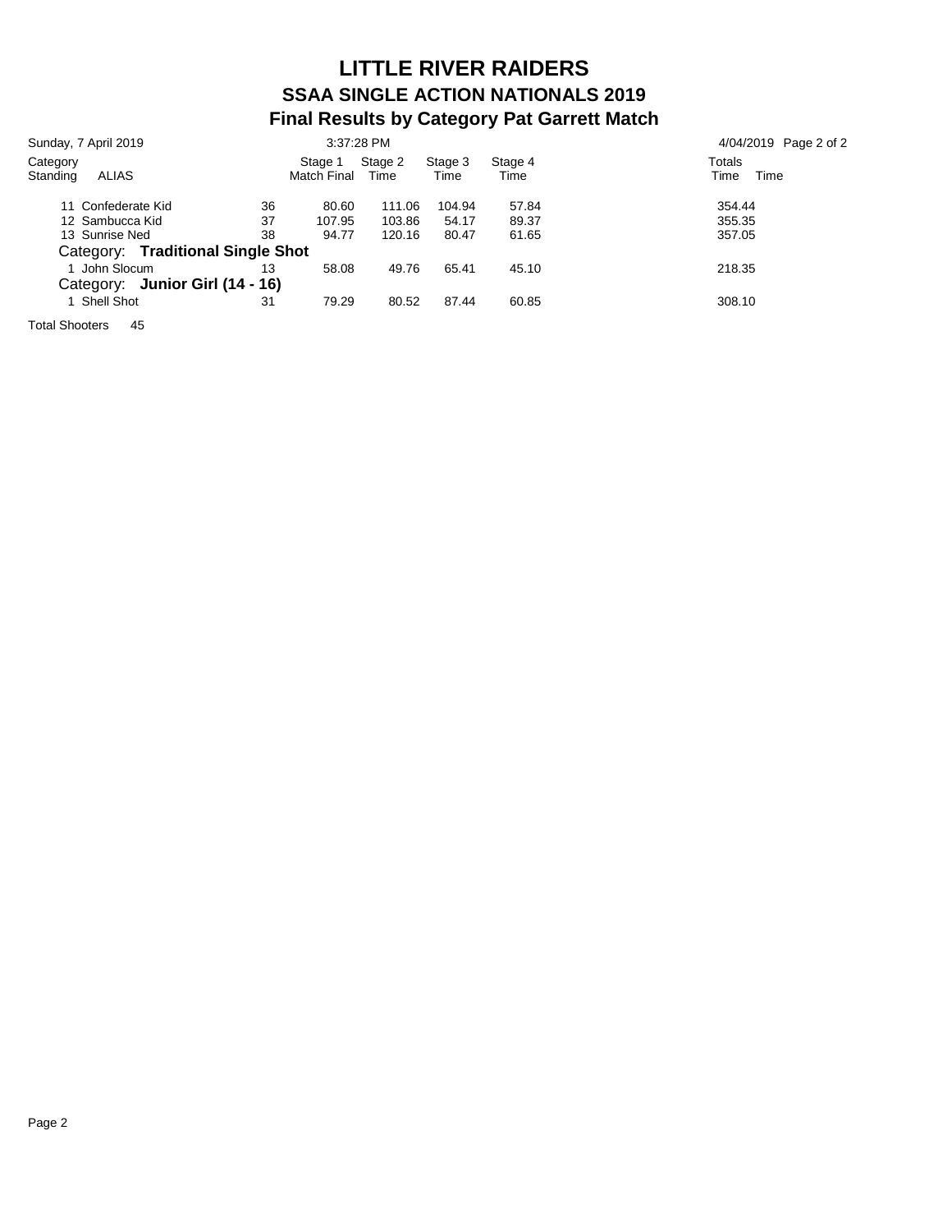# LITTLE RIVER RAIDERS

## SSAA SINGLE ACTION NATIONALS 2019

## Final Results by Category Pat Garrett Match

Sunday, 7 April 2019 3:37:28 PM 4/04/2019

| Category Standing | ALIAS | Match Final | Stage 1 Time | Stage 2 Time | Stage 3 Time | Stage 4 Time | Totals Time |
|---|---|---|---|---|---|---|---|
| 11 | Confederate Kid | 36 | 80.60 | 111.06 | 104.94 | 57.84 | 354.44 |
| 12 | Sambucca Kid | 37 | 107.95 | 103.86 | 54.17 | 89.37 | 355.35 |
| 13 | Sunrise Ned | 38 | 94.77 | 120.16 | 80.47 | 61.65 | 357.05 |
| **Category: Traditional Single Shot** | | | | | | | |
| 1 | John Slocum | 13 | 58.08 | 49.76 | 65.41 | 45.10 | 218.35 |
| **Category: Junior Girl (14 - 16)** | | | | | | | |
| 1 | Shell Shot | 31 | 79.29 | 80.52 | 87.44 | 60.85 | 308.10 |

Total Shooters 45